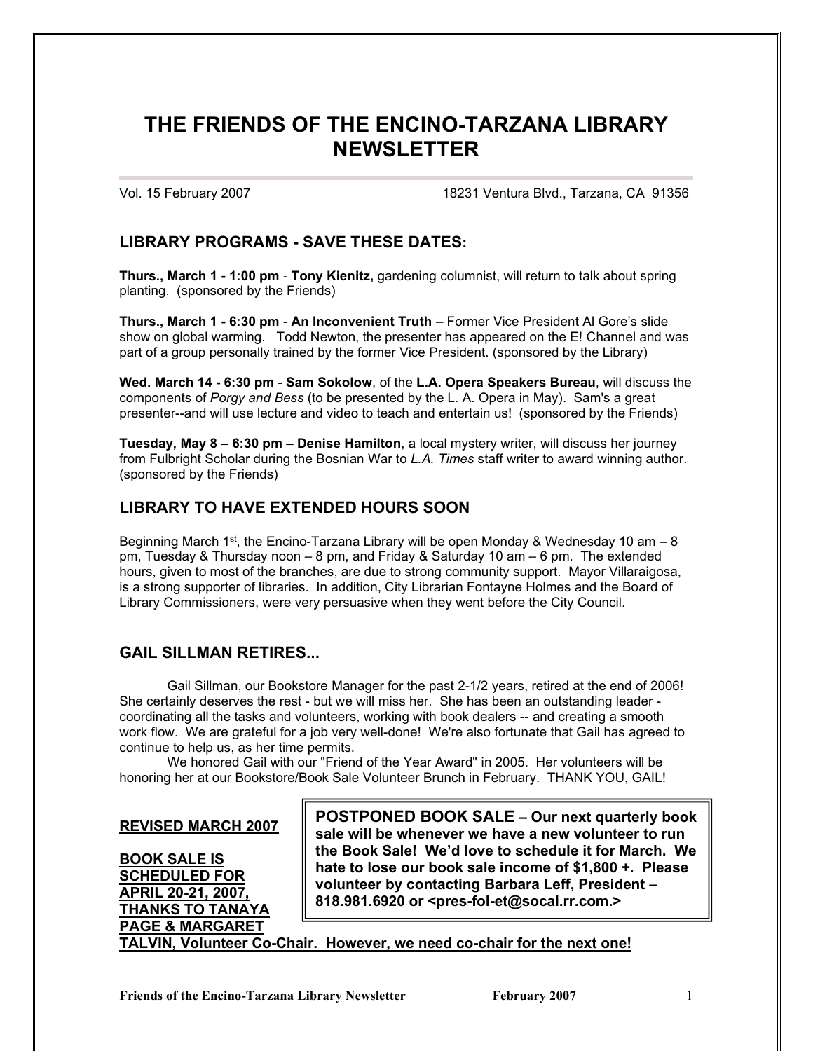# THE FRIENDS OF THE ENCINO-TARZANA LIBRARY NEWSLETTER

Vol. 15 February 2007 18231 Ventura Blvd., Tarzana, CA 91356

## LIBRARY PROGRAMS - SAVE THESE DATES:

**Thurs., March 1 - 1:00 pm** - **Tony Kienitz,** gardening columnist, will return to talk about spring planting. (sponsored by the Friends)

**Thurs., March 1 - 6:30 pm** - **An Inconvenient Truth** – Former Vice President Al Gore's slide show on global warming. Todd Newton, the presenter has appeared on the E! Channel and was part of a group personally trained by the former Vice President. (sponsored by the Library)

**Wed. March 14 - 6:30 pm** - **Sam Sokolow**, of the **L.A. Opera Speakers Bureau**, will discuss the components of *Porgy and Bess* (to be presented by the L. A. Opera in May). Sam's a great presenter--and will use lecture and video to teach and entertain us! (sponsored by the Friends)

**Tuesday, May 8 – 6:30 pm – Denise Hamilton**, a local mystery writer, will discuss her journey from Fulbright Scholar during the Bosnian War to *L.A. Times* staff writer to award winning author. (sponsored by the Friends)

## LIBRARY TO HAVE EXTENDED HOURS SOON

Beginning March 1st, the Encino-Tarzana Library will be open Monday & Wednesday 10 am – 8 pm, Tuesday & Thursday noon – 8 pm, and Friday & Saturday 10 am – 6 pm. The extended hours, given to most of the branches, are due to strong community support. Mayor Villaraigosa, is a strong supporter of libraries. In addition, City Librarian Fontayne Holmes and the Board of Library Commissioners, were very persuasive when they went before the City Council.

## GAIL SILLMAN RETIRES...

Gail Sillman, our Bookstore Manager for the past 2-1/2 years, retired at the end of 2006! She certainly deserves the rest - but we will miss her. She has been an outstanding leader - coordinating all the tasks and volunteers, working with book dealers -- and creating a smooth work flow. We are grateful for a job very well-done! We're also fortunate that Gail has agreed to continue to help us, as her time permits.

We honored Gail with our "Friend of the Year Award" in 2005. Her volunteers will be honoring her at our Bookstore/Book Sale Volunteer Brunch in February. THANK YOU, GAIL!

**REVISED MARCH 2007**

**BOOK SALE IS SCHEDULED FOR APRIL 20-21, 2007, THANKS TO TANAYA PAGE & MARGARET TALVIN, Volunteer Co-Chair. However, we need co-chair for the next one!**

**POSTPONED BOOK SALE – Our next quarterly book sale will be whenever we have a new volunteer to run the Book Sale! We'd love to schedule it for March. We hate to lose our book sale income of $1,800 +. Please volunteer by contacting Barbara Leff, President – 818.981.6920 or <pres-fol-et@socal.rr.com.>**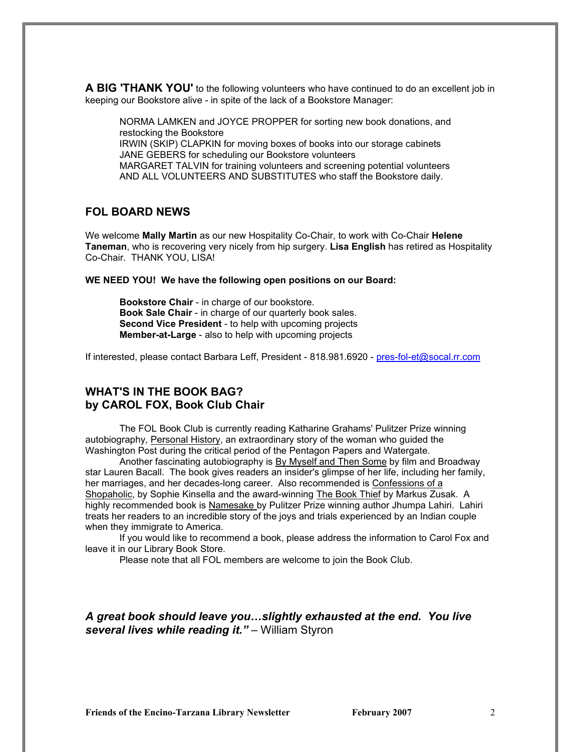**A BIG 'THANK YOU'** to the following volunteers who have continued to do an excellent job in keeping our Bookstore alive - in spite of the lack of a Bookstore Manager:

NORMA LAMKEN and JOYCE PROPPER for sorting new book donations, and restocking the Bookstore
IRWIN (SKIP) CLAPKIN for moving boxes of books into our storage cabinets
JANE GEBERS for scheduling our Bookstore volunteers
MARGARET TALVIN for training volunteers and screening potential volunteers
AND ALL VOLUNTEERS AND SUBSTITUTES who staff the Bookstore daily.

## FOL BOARD NEWS

We welcome **Mally Martin** as our new Hospitality Co-Chair, to work with Co-Chair **Helene Taneman**, who is recovering very nicely from hip surgery. **Lisa English** has retired as Hospitality Co-Chair. THANK YOU, LISA!

**WE NEED YOU! We have the following open positions on our Board:**

**Bookstore Chair** - in charge of our bookstore.
**Book Sale Chair** - in charge of our quarterly book sales.
**Second Vice President** - to help with upcoming projects
**Member-at-Large** - also to help with upcoming projects

If interested, please contact Barbara Leff, President - 818.981.6920 - pres-fol-et@socal.rr.com

## WHAT'S IN THE BOOK BAG?
## by CAROL FOX, Book Club Chair

The FOL Book Club is currently reading Katharine Grahams' Pulitzer Prize winning autobiography, Personal History, an extraordinary story of the woman who guided the Washington Post during the critical period of the Pentagon Papers and Watergate.

Another fascinating autobiography is By Myself and Then Some by film and Broadway star Lauren Bacall. The book gives readers an insider's glimpse of her life, including her family, her marriages, and her decades-long career. Also recommended is Confessions of a Shopaholic, by Sophie Kinsella and the award-winning The Book Thief by Markus Zusak. A highly recommended book is Namesake by Pulitzer Prize winning author Jhumpa Lahiri. Lahiri treats her readers to an incredible story of the joys and trials experienced by an Indian couple when they immigrate to America.

If you would like to recommend a book, please address the information to Carol Fox and leave it in our Library Book Store.

Please note that all FOL members are welcome to join the Book Club.

***A great book should leave you…slightly exhausted at the end. You live several lives while reading it."*** – William Styron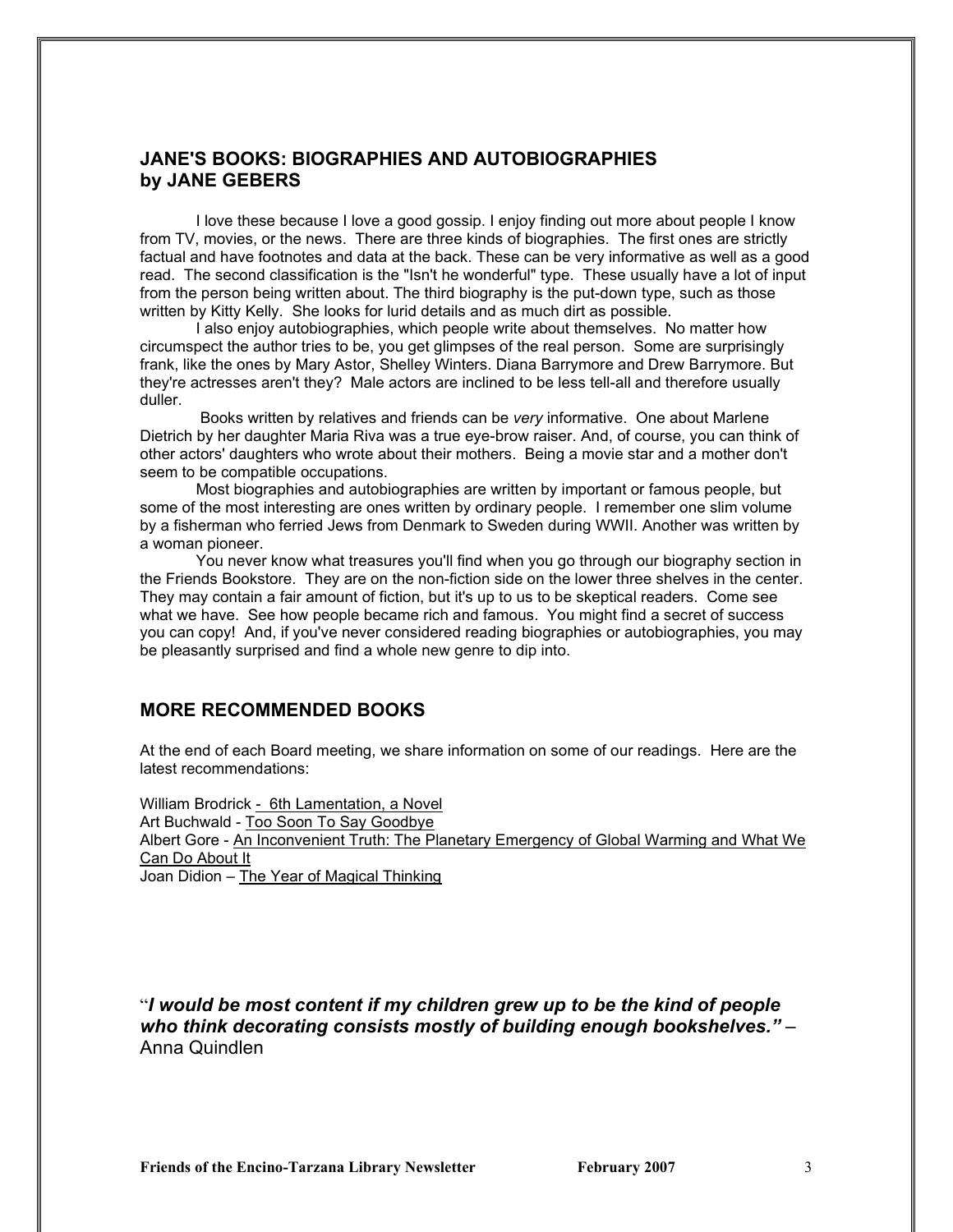## JANE'S BOOKS: BIOGRAPHIES AND AUTOBIOGRAPHIES
## by JANE GEBERS

I love these because I love a good gossip. I enjoy finding out more about people I know from TV, movies, or the news. There are three kinds of biographies. The first ones are strictly factual and have footnotes and data at the back. These can be very informative as well as a good read. The second classification is the "Isn't he wonderful" type. These usually have a lot of input from the person being written about. The third biography is the put-down type, such as those written by Kitty Kelly. She looks for lurid details and as much dirt as possible.

I also enjoy autobiographies, which people write about themselves. No matter how circumspect the author tries to be, you get glimpses of the real person. Some are surprisingly frank, like the ones by Mary Astor, Shelley Winters. Diana Barrymore and Drew Barrymore. But they're actresses aren't they? Male actors are inclined to be less tell-all and therefore usually duller.

Books written by relatives and friends can be *very* informative. One about Marlene Dietrich by her daughter Maria Riva was a true eye-brow raiser. And, of course, you can think of other actors' daughters who wrote about their mothers. Being a movie star and a mother don't seem to be compatible occupations.

Most biographies and autobiographies are written by important or famous people, but some of the most interesting are ones written by ordinary people. I remember one slim volume by a fisherman who ferried Jews from Denmark to Sweden during WWII. Another was written by a woman pioneer.

You never know what treasures you'll find when you go through our biography section in the Friends Bookstore. They are on the non-fiction side on the lower three shelves in the center. They may contain a fair amount of fiction, but it's up to us to be skeptical readers. Come see what we have. See how people became rich and famous. You might find a secret of success you can copy! And, if you've never considered reading biographies or autobiographies, you may be pleasantly surprised and find a whole new genre to dip into.

## MORE RECOMMENDED BOOKS

At the end of each Board meeting, we share information on some of our readings. Here are the latest recommendations:

William Brodrick - 6th Lamentation, a Novel
Art Buchwald - Too Soon To Say Goodbye
Albert Gore - An Inconvenient Truth: The Planetary Emergency of Global Warming and What We Can Do About It
Joan Didion – The Year of Magical Thinking

"***I would be most content if my children grew up to be the kind of people who think decorating consists mostly of building enough bookshelves."*** – Anna Quindlen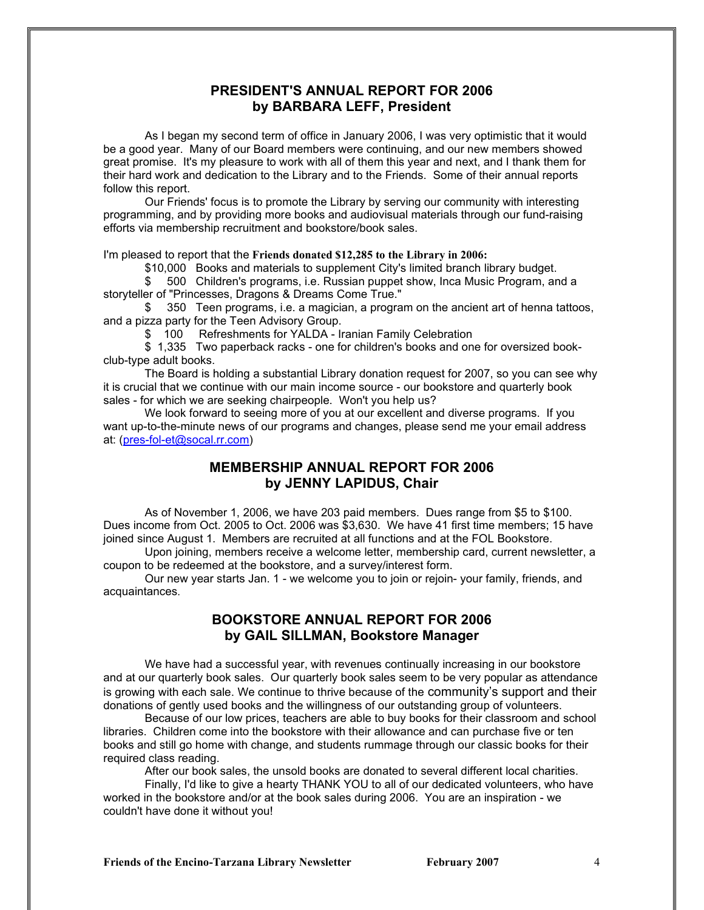## PRESIDENT'S ANNUAL REPORT FOR 2006
## by BARBARA LEFF, President

As I began my second term of office in January 2006, I was very optimistic that it would be a good year. Many of our Board members were continuing, and our new members showed great promise. It's my pleasure to work with all of them this year and next, and I thank them for their hard work and dedication to the Library and to the Friends. Some of their annual reports follow this report.

Our Friends' focus is to promote the Library by serving our community with interesting programming, and by providing more books and audiovisual materials through our fund-raising efforts via membership recruitment and bookstore/book sales.

I'm pleased to report that the **Friends donated $12,285 to the Library in 2006:**

$10,000 Books and materials to supplement City's limited branch library budget.

$ 500 Children's programs, i.e. Russian puppet show, Inca Music Program, and a storyteller of "Princesses, Dragons & Dreams Come True."

$ 350 Teen programs, i.e. a magician, a program on the ancient art of henna tattoos, and a pizza party for the Teen Advisory Group.

$ 100 Refreshments for YALDA - Iranian Family Celebration

$ 1,335 Two paperback racks - one for children's books and one for oversized book-club-type adult books.

The Board is holding a substantial Library donation request for 2007, so you can see why it is crucial that we continue with our main income source - our bookstore and quarterly book sales - for which we are seeking chairpeople. Won't you help us?

We look forward to seeing more of you at our excellent and diverse programs. If you want up-to-the-minute news of our programs and changes, please send me your email address at: (pres-fol-et@socal.rr.com)

## MEMBERSHIP ANNUAL REPORT FOR 2006
## by JENNY LAPIDUS, Chair

As of November 1, 2006, we have 203 paid members. Dues range from $5 to $100. Dues income from Oct. 2005 to Oct. 2006 was $3,630. We have 41 first time members; 15 have joined since August 1. Members are recruited at all functions and at the FOL Bookstore.

Upon joining, members receive a welcome letter, membership card, current newsletter, a coupon to be redeemed at the bookstore, and a survey/interest form.

Our new year starts Jan. 1 - we welcome you to join or rejoin- your family, friends, and acquaintances.

## BOOKSTORE ANNUAL REPORT FOR 2006
## by GAIL SILLMAN, Bookstore Manager

We have had a successful year, with revenues continually increasing in our bookstore and at our quarterly book sales. Our quarterly book sales seem to be very popular as attendance is growing with each sale. We continue to thrive because of the community's support and their donations of gently used books and the willingness of our outstanding group of volunteers.

Because of our low prices, teachers are able to buy books for their classroom and school libraries. Children come into the bookstore with their allowance and can purchase five or ten books and still go home with change, and students rummage through our classic books for their required class reading.

After our book sales, the unsold books are donated to several different local charities.

Finally, I'd like to give a hearty THANK YOU to all of our dedicated volunteers, who have worked in the bookstore and/or at the book sales during 2006. You are an inspiration - we couldn't have done it without you!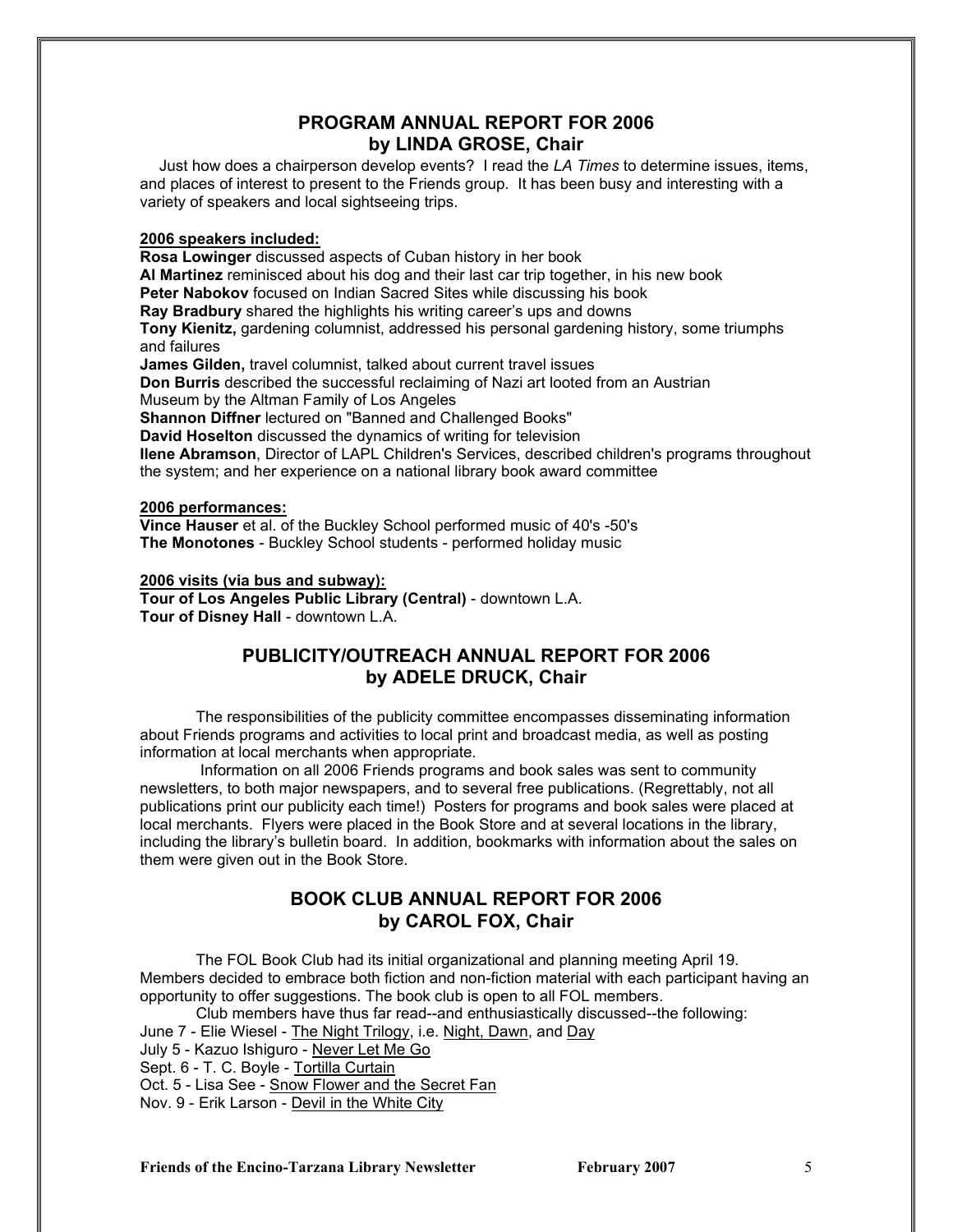## PROGRAM ANNUAL REPORT FOR 2006
## by LINDA GROSE, Chair

Just how does a chairperson develop events? I read the *LA Times* to determine issues, items, and places of interest to present to the Friends group. It has been busy and interesting with a variety of speakers and local sightseeing trips.

**2006 speakers included:**

**Rosa Lowinger** discussed aspects of Cuban history in her book
**Al Martinez** reminisced about his dog and their last car trip together, in his new book
**Peter Nabokov** focused on Indian Sacred Sites while discussing his book
**Ray Bradbury** shared the highlights his writing career's ups and downs
**Tony Kienitz,** gardening columnist, addressed his personal gardening history, some triumphs and failures
**James Gilden,** travel columnist, talked about current travel issues
**Don Burris** described the successful reclaiming of Nazi art looted from an Austrian Museum by the Altman Family of Los Angeles
**Shannon Diffner** lectured on "Banned and Challenged Books"
**David Hoselton** discussed the dynamics of writing for television
**Ilene Abramson**, Director of LAPL Children's Services, described children's programs throughout the system; and her experience on a national library book award committee

**2006 performances:**

**Vince Hauser** et al. of the Buckley School performed music of 40's -50's
**The Monotones** - Buckley School students - performed holiday music

**2006 visits (via bus and subway):**

**Tour of Los Angeles Public Library (Central)** - downtown L.A.
**Tour of Disney Hall** - downtown L.A.

## PUBLICITY/OUTREACH ANNUAL REPORT FOR 2006
## by ADELE DRUCK, Chair

The responsibilities of the publicity committee encompasses disseminating information about Friends programs and activities to local print and broadcast media, as well as posting information at local merchants when appropriate.

Information on all 2006 Friends programs and book sales was sent to community newsletters, to both major newspapers, and to several free publications. (Regrettably, not all publications print our publicity each time!) Posters for programs and book sales were placed at local merchants. Flyers were placed in the Book Store and at several locations in the library, including the library's bulletin board. In addition, bookmarks with information about the sales on them were given out in the Book Store.

## BOOK CLUB ANNUAL REPORT FOR 2006
## by CAROL FOX, Chair

The FOL Book Club had its initial organizational and planning meeting April 19. Members decided to embrace both fiction and non-fiction material with each participant having an opportunity to offer suggestions. The book club is open to all FOL members.

Club members have thus far read--and enthusiastically discussed--the following:

June 7 - Elie Wiesel - The Night Trilogy, i.e. Night, Dawn, and Day
July 5 - Kazuo Ishiguro - Never Let Me Go
Sept. 6 - T. C. Boyle - Tortilla Curtain
Oct. 5 - Lisa See - Snow Flower and the Secret Fan
Nov. 9 - Erik Larson - Devil in the White City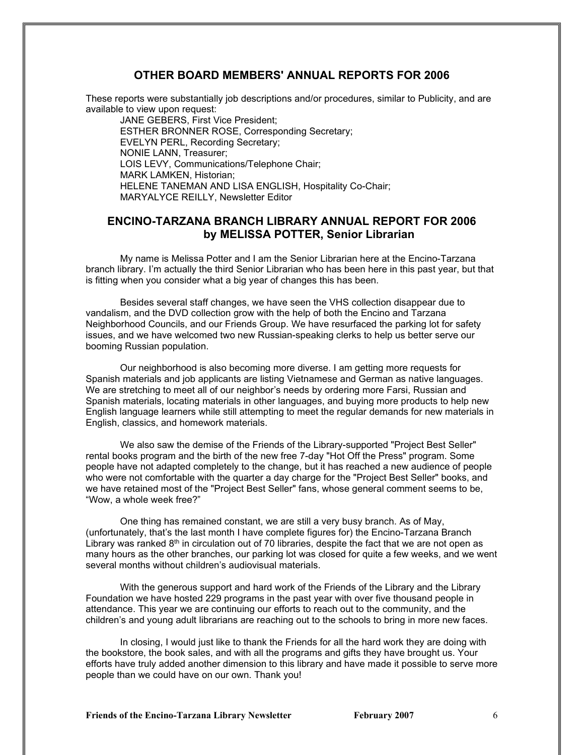## OTHER BOARD MEMBERS' ANNUAL REPORTS FOR 2006

These reports were substantially job descriptions and/or procedures, similar to Publicity, and are available to view upon request:

JANE GEBERS, First Vice President;  
ESTHER BRONNER ROSE, Corresponding Secretary;  
EVELYN PERL, Recording Secretary;  
NONIE LANN, Treasurer;  
LOIS LEVY, Communications/Telephone Chair;  
MARK LAMKEN, Historian;  
HELENE TANEMAN AND LISA ENGLISH, Hospitality Co-Chair;  
MARYALYCE REILLY, Newsletter Editor

## ENCINO-TARZANA BRANCH LIBRARY ANNUAL REPORT FOR 2006 by MELISSA POTTER, Senior Librarian

My name is Melissa Potter and I am the Senior Librarian here at the Encino-Tarzana branch library. I'm actually the third Senior Librarian who has been here in this past year, but that is fitting when you consider what a big year of changes this has been.

Besides several staff changes, we have seen the VHS collection disappear due to vandalism, and the DVD collection grow with the help of both the Encino and Tarzana Neighborhood Councils, and our Friends Group. We have resurfaced the parking lot for safety issues, and we have welcomed two new Russian-speaking clerks to help us better serve our booming Russian population.

Our neighborhood is also becoming more diverse. I am getting more requests for Spanish materials and job applicants are listing Vietnamese and German as native languages. We are stretching to meet all of our neighbor's needs by ordering more Farsi, Russian and Spanish materials, locating materials in other languages, and buying more products to help new English language learners while still attempting to meet the regular demands for new materials in English, classics, and homework materials.

We also saw the demise of the Friends of the Library-supported "Project Best Seller" rental books program and the birth of the new free 7-day "Hot Off the Press" program. Some people have not adapted completely to the change, but it has reached a new audience of people who were not comfortable with the quarter a day charge for the "Project Best Seller" books, and we have retained most of the "Project Best Seller" fans, whose general comment seems to be, "Wow, a whole week free?"

One thing has remained constant, we are still a very busy branch. As of May, (unfortunately, that's the last month I have complete figures for) the Encino-Tarzana Branch Library was ranked 8th in circulation out of 70 libraries, despite the fact that we are not open as many hours as the other branches, our parking lot was closed for quite a few weeks, and we went several months without children's audiovisual materials.

With the generous support and hard work of the Friends of the Library and the Library Foundation we have hosted 229 programs in the past year with over five thousand people in attendance. This year we are continuing our efforts to reach out to the community, and the children's and young adult librarians are reaching out to the schools to bring in more new faces.

In closing, I would just like to thank the Friends for all the hard work they are doing with the bookstore, the book sales, and with all the programs and gifts they have brought us. Your efforts have truly added another dimension to this library and have made it possible to serve more people than we could have on our own. Thank you!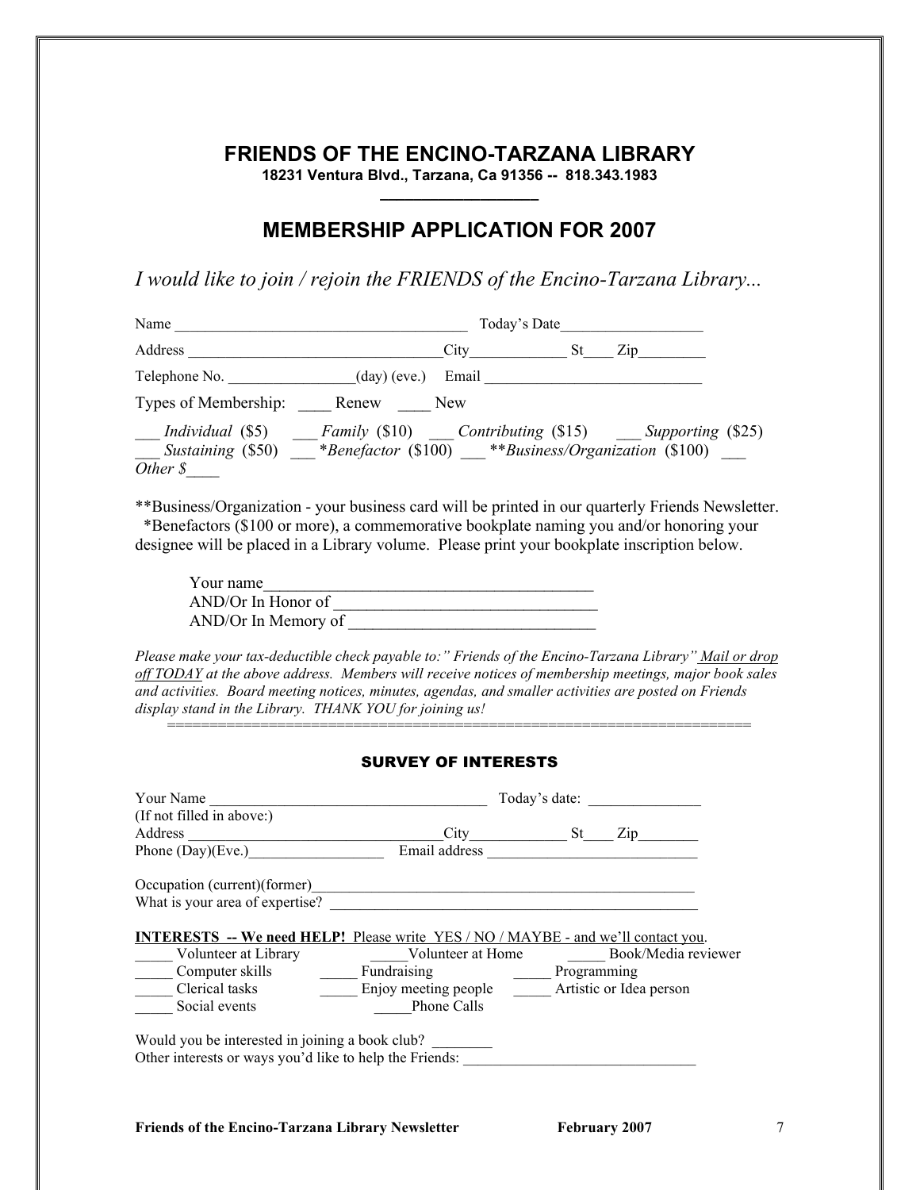# FRIENDS OF THE ENCINO-TARZANA LIBRARY

**18231 Ventura Blvd., Tarzana, Ca 91356 -- 818.343.1983**

## MEMBERSHIP APPLICATION FOR 2007

*I would like to join / rejoin the FRIENDS of the Encino-Tarzana Library...*

Name _______________________________________ Today's Date__________________

Address _________________________________City____________ St____ Zip_________

Telephone No. ________________(day) (eve.) Email ____________________________

Types of Membership: ____ Renew ____ New

___ *Individual* ($5) ___ *Family* ($10) ___ *Contributing* ($15) ___ *Supporting* ($25)
___ *Sustaining* ($50) ___ **Benefactor* ($100) ___ ***Business/Organization* ($100) ___ *Other $*____

**Business/Organization - your business card will be printed in our quarterly Friends Newsletter.
*Benefactors ($100 or more), a commemorative bookplate naming you and/or honoring your designee will be placed in a Library volume. Please print your bookplate inscription below.

Your name_______________________________________
AND/Or In Honor of _______________________________
AND/Or In Memory of ______________________________

*Please make your tax-deductible check payable to:" Friends of the Encino-Tarzana Library" Mail or drop off TODAY at the above address. Members will receive notices of membership meetings, major book sales and activities. Board meeting notices, minutes, agendas, and smaller activities are posted on Friends display stand in the Library. THANK YOU for joining us!*

==================================================================

### SURVEY OF INTERESTS

Your Name _____________________________________ Today's date: _______________
(If not filled in above:)
Address _________________________________City____________ St____ Zip________
Phone (Day)(Eve.)_________________ Email address ___________________________

Occupation (current)(former)___________________________________________________
What is your area of expertise? _________________________________________________

**INTERESTS -- We need HELP!** Please write YES / NO / MAYBE - and we'll contact you.

_____ Volunteer at Library _____Volunteer at Home _____ Book/Media reviewer
_____ Computer skills _____ Fundraising _____ Programming
_____ Clerical tasks _____ Enjoy meeting people _____ Artistic or Idea person
_____ Social events _____Phone Calls

Would you be interested in joining a book club? ________
Other interests or ways you'd like to help the Friends: ______________________________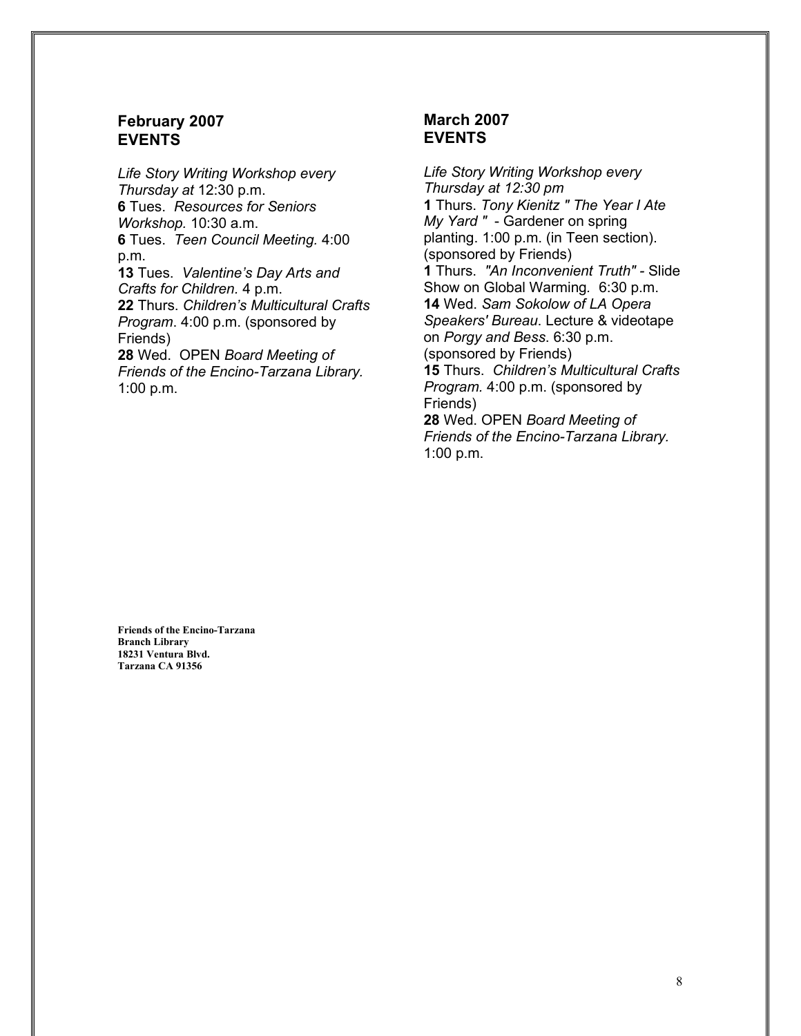## February 2007 EVENTS

*Life Story Writing Workshop every Thursday at* 12:30 p.m.
**6** Tues. *Resources for Seniors Workshop.* 10:30 a.m.
**6** Tues. *Teen Council Meeting.* 4:00 p.m.
**13** Tues. *Valentine's Day Arts and Crafts for Children*. 4 p.m.
**22** Thurs. *Children's Multicultural Crafts Program*. 4:00 p.m. (sponsored by Friends)
**28** Wed. OPEN *Board Meeting of Friends of the Encino-Tarzana Library.* 1:00 p.m.

## March 2007 EVENTS

*Life Story Writing Workshop every Thursday at 12:30 pm*
**1** Thurs. *Tony Kienitz " The Year I Ate My Yard "* - Gardener on spring planting. 1:00 p.m. (in Teen section). (sponsored by Friends)
**1** Thurs. *"An Inconvenient Truth"* - Slide Show on Global Warming. 6:30 p.m.
**14** Wed. *Sam Sokolow of LA Opera Speakers' Bureau*. Lecture & videotape on *Porgy and Bess*. 6:30 p.m. (sponsored by Friends)
**15** Thurs. *Children's Multicultural Crafts Program.* 4:00 p.m. (sponsored by Friends)
**28** Wed. OPEN *Board Meeting of Friends of the Encino-Tarzana Library.* 1:00 p.m.

**Friends of the Encino-Tarzana Branch Library**
**18231 Ventura Blvd.**
**Tarzana CA 91356**